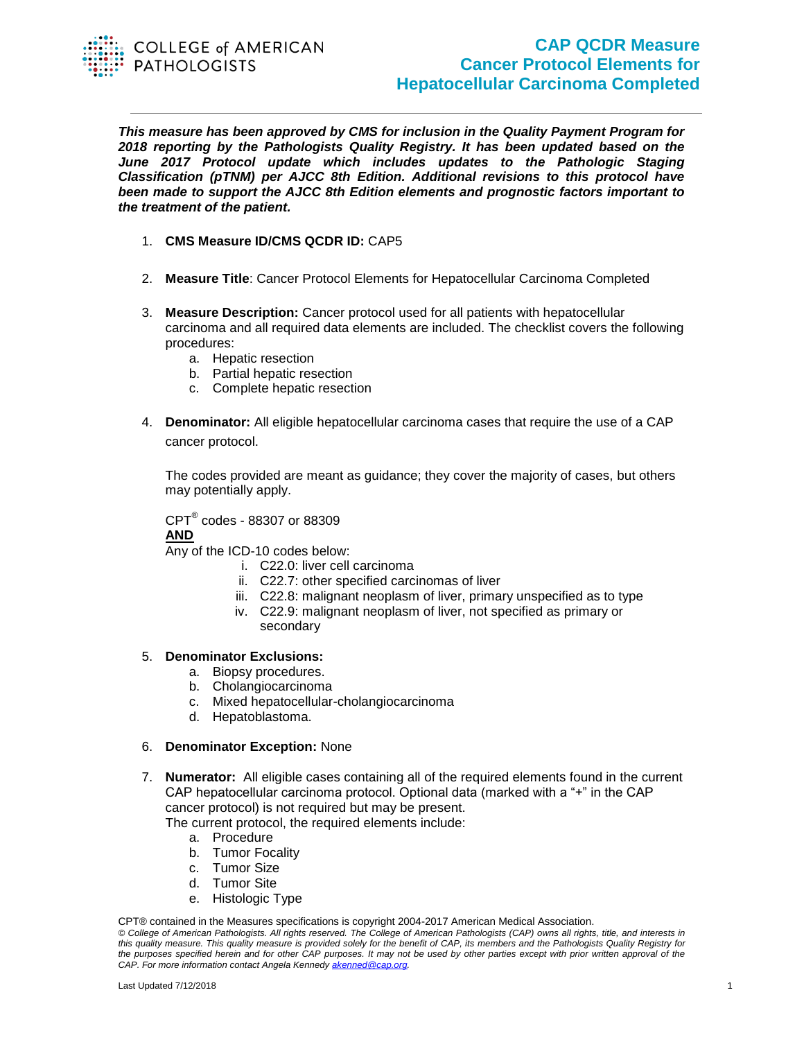# CAP QCDR Measure
# Cancer Protocol Elements for Hepatocellular Carcinoma Completed

***This measure has been approved by CMS for inclusion in the Quality Payment Program for 2018 reporting by the Pathologists Quality Registry. It has been updated based on the June 2017 Protocol update which includes updates to the Pathologic Staging Classification (pTNM) per AJCC 8th Edition. Additional revisions to this protocol have been made to support the AJCC 8th Edition elements and prognostic factors important to the treatment of the patient.***

1. **CMS Measure ID/CMS QCDR ID:** CAP5

2. **Measure Title**: Cancer Protocol Elements for Hepatocellular Carcinoma Completed

3. **Measure Description:** Cancer protocol used for all patients with hepatocellular carcinoma and all required data elements are included. The checklist covers the following procedures:
   a. Hepatic resection
   b. Partial hepatic resection
   c. Complete hepatic resection

4. **Denominator:** All eligible hepatocellular carcinoma cases that require the use of a CAP cancer protocol.

   The codes provided are meant as guidance; they cover the majority of cases, but others may potentially apply.

   CPT® codes - 88307 or 88309
   **AND**
   Any of the ICD-10 codes below:
   i. C22.0: liver cell carcinoma
   ii. C22.7: other specified carcinomas of liver
   iii. C22.8: malignant neoplasm of liver, primary unspecified as to type
   iv. C22.9: malignant neoplasm of liver, not specified as primary or secondary

5. **Denominator Exclusions:**
   a. Biopsy procedures.
   b. Cholangiocarcinoma
   c. Mixed hepatocellular-cholangiocarcinoma
   d. Hepatoblastoma.

6. **Denominator Exception:** None

7. **Numerator:** All eligible cases containing all of the required elements found in the current CAP hepatocellular carcinoma protocol. Optional data (marked with a "+" in the CAP cancer protocol) is not required but may be present.
   The current protocol, the required elements include:
   a. Procedure
   b. Tumor Focality
   c. Tumor Size
   d. Tumor Site
   e. Histologic Type

CPT® contained in the Measures specifications is copyright 2004-2017 American Medical Association.
*© College of American Pathologists. All rights reserved. The College of American Pathologists (CAP) owns all rights, title, and interests in this quality measure. This quality measure is provided solely for the benefit of CAP, its members and the Pathologists Quality Registry for the purposes specified herein and for other CAP purposes. It may not be used by other parties except with prior written approval of the CAP. For more information contact Angela Kennedy akenned@cap.org.*

Last Updated 7/12/2018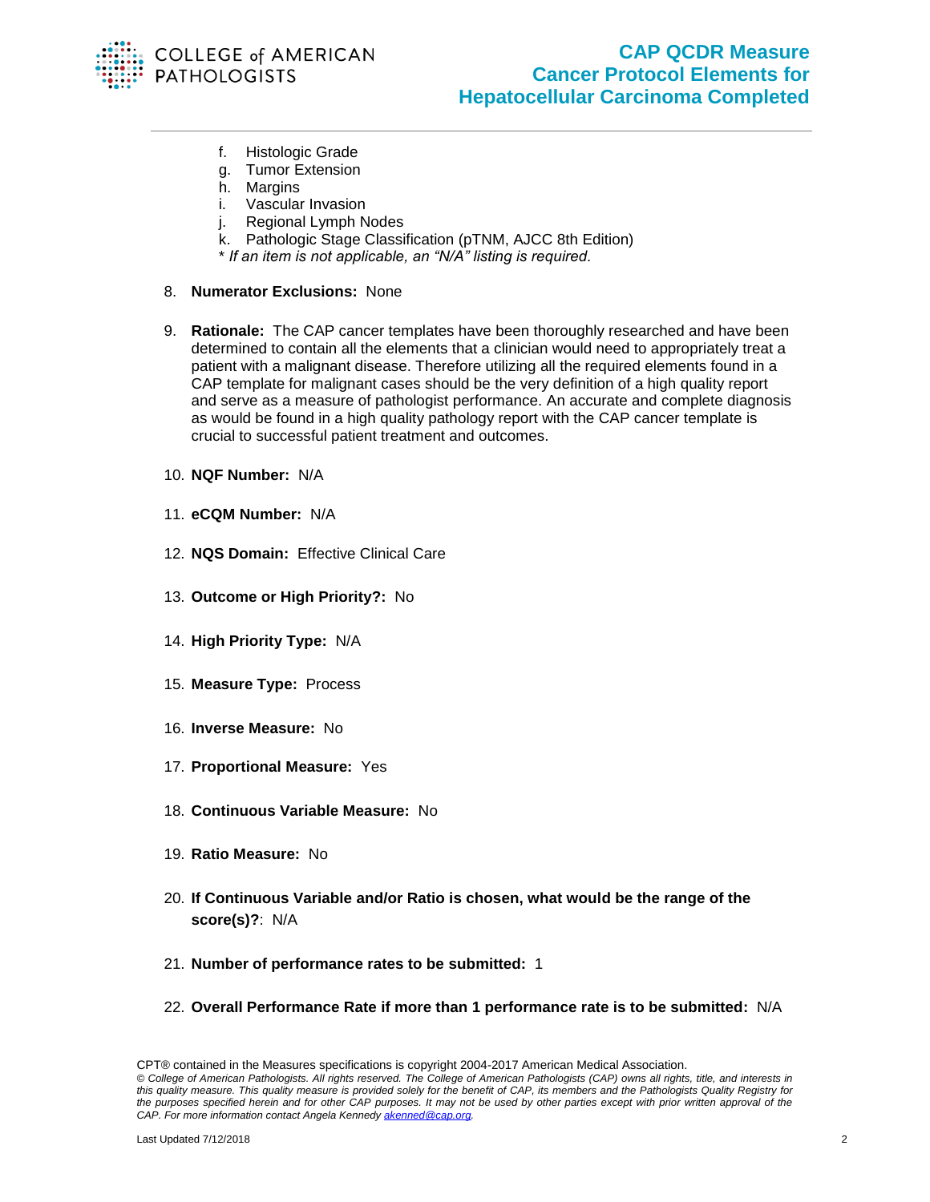f. Histologic Grade
g. Tumor Extension
h. Margins
i. Vascular Invasion
j. Regional Lymph Nodes
k. Pathologic Stage Classification (pTNM, AJCC 8th Edition)

\* *If an item is not applicable, an "N/A" listing is required.*

8. **Numerator Exclusions:** None

9. **Rationale:** The CAP cancer templates have been thoroughly researched and have been determined to contain all the elements that a clinician would need to appropriately treat a patient with a malignant disease. Therefore utilizing all the required elements found in a CAP template for malignant cases should be the very definition of a high quality report and serve as a measure of pathologist performance. An accurate and complete diagnosis as would be found in a high quality pathology report with the CAP cancer template is crucial to successful patient treatment and outcomes.

10. **NQF Number:** N/A

11. **eCQM Number:** N/A

12. **NQS Domain:** Effective Clinical Care

13. **Outcome or High Priority?:** No

14. **High Priority Type:** N/A

15. **Measure Type:** Process

16. **Inverse Measure:** No

17. **Proportional Measure:** Yes

18. **Continuous Variable Measure:** No

19. **Ratio Measure:** No

20. **If Continuous Variable and/or Ratio is chosen, what would be the range of the score(s)?**: N/A

21. **Number of performance rates to be submitted:** 1

22. **Overall Performance Rate if more than 1 performance rate is to be submitted:** N/A

CPT® contained in the Measures specifications is copyright 2004-2017 American Medical Association.

*© College of American Pathologists. All rights reserved. The College of American Pathologists (CAP) owns all rights, title, and interests in this quality measure. This quality measure is provided solely for the benefit of CAP, its members and the Pathologists Quality Registry for the purposes specified herein and for other CAP purposes. It may not be used by other parties except with prior written approval of the CAP. For more information contact Angela Kennedy akenned@cap.org.*

Last Updated 7/12/2018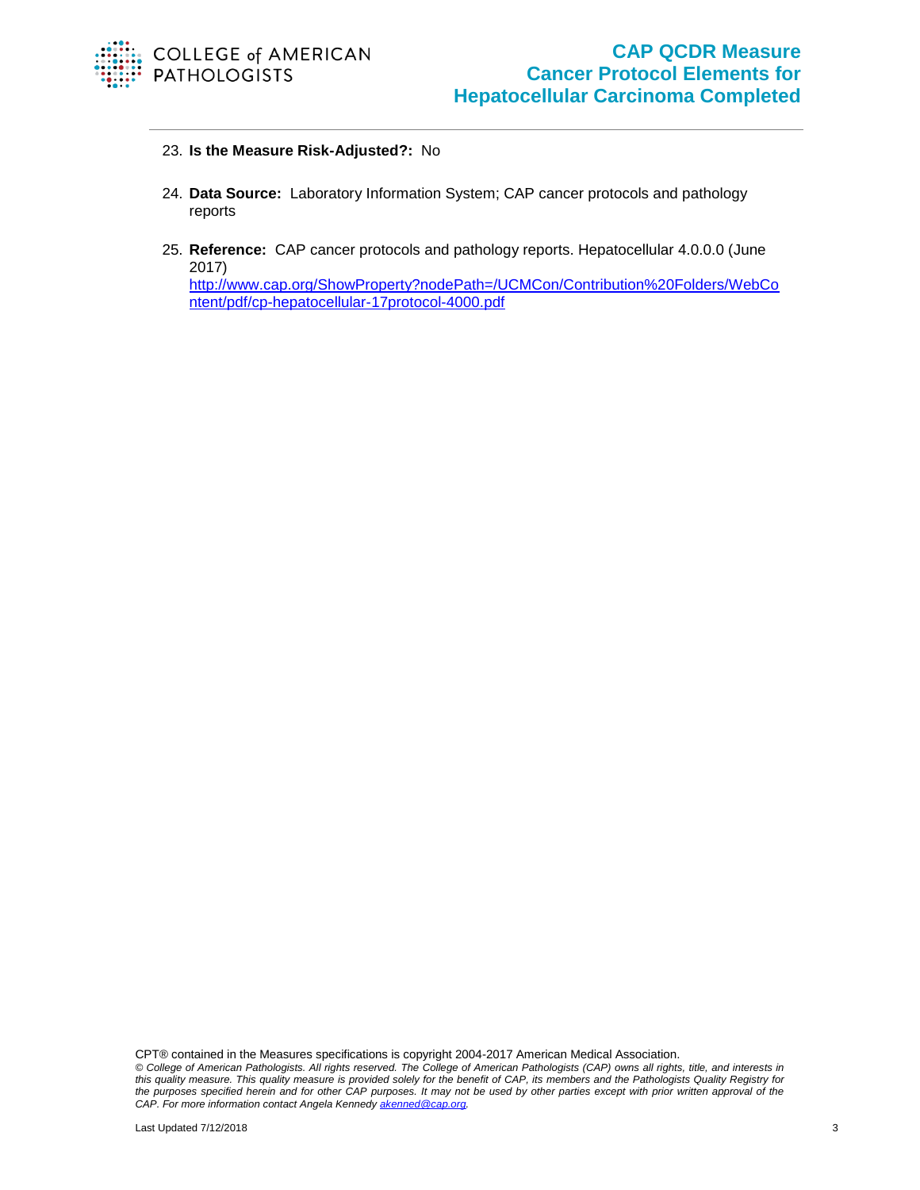23. **Is the Measure Risk-Adjusted?:** No

24. **Data Source:** Laboratory Information System; CAP cancer protocols and pathology reports

25. **Reference:** CAP cancer protocols and pathology reports. Hepatocellular 4.0.0.0 (June 2017) http://www.cap.org/ShowProperty?nodePath=/UCMCon/Contribution%20Folders/WebContent/pdf/cp-hepatocellular-17protocol-4000.pdf

CPT® contained in the Measures specifications is copyright 2004-2017 American Medical Association.

*© College of American Pathologists. All rights reserved. The College of American Pathologists (CAP) owns all rights, title, and interests in this quality measure. This quality measure is provided solely for the benefit of CAP, its members and the Pathologists Quality Registry for the purposes specified herein and for other CAP purposes. It may not be used by other parties except with prior written approval of the CAP. For more information contact Angela Kennedy akenned@cap.org.*

Last Updated 7/12/2018